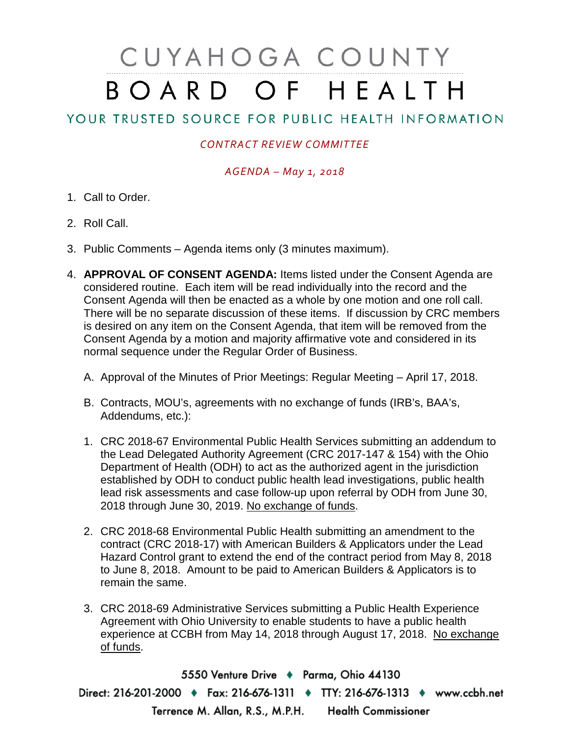# CUYAHOGA COUNTY BOARD OF HEALTH

## YOUR TRUSTED SOURCE FOR PUBLIC HEALTH INFORMATION

*CONTRACT REVIEW COMMITTEE*

*AGENDA – May 1, 2018*

1. Call to Order.

2. Roll Call.

3. Public Comments – Agenda items only (3 minutes maximum).

4. **APPROVAL OF CONSENT AGENDA:** Items listed under the Consent Agenda are considered routine. Each item will be read individually into the record and the Consent Agenda will then be enacted as a whole by one motion and one roll call. There will be no separate discussion of these items. If discussion by CRC members is desired on any item on the Consent Agenda, that item will be removed from the Consent Agenda by a motion and majority affirmative vote and considered in its normal sequence under the Regular Order of Business.

   A. Approval of the Minutes of Prior Meetings: Regular Meeting – April 17, 2018.

   B. Contracts, MOU's, agreements with no exchange of funds (IRB's, BAA's, Addendums, etc.):

   1. CRC 2018-67 Environmental Public Health Services submitting an addendum to the Lead Delegated Authority Agreement (CRC 2017-147 & 154) with the Ohio Department of Health (ODH) to act as the authorized agent in the jurisdiction established by ODH to conduct public health lead investigations, public health lead risk assessments and case follow-up upon referral by ODH from June 30, 2018 through June 30, 2019. No exchange of funds.

   2. CRC 2018-68 Environmental Public Health submitting an amendment to the contract (CRC 2018-17) with American Builders & Applicators under the Lead Hazard Control grant to extend the end of the contract period from May 8, 2018 to June 8, 2018. Amount to be paid to American Builders & Applicators is to remain the same.

   3. CRC 2018-69 Administrative Services submitting a Public Health Experience Agreement with Ohio University to enable students to have a public health experience at CCBH from May 14, 2018 through August 17, 2018. No exchange of funds.

5550 Venture Drive ♦ Parma, Ohio 44130

Direct: 216-201-2000 ♦ Fax: 216-676-1311 ♦ TTY: 216-676-1313 ♦ www.ccbh.net

Terrence M. Allan, R.S., M.P.H. Health Commissioner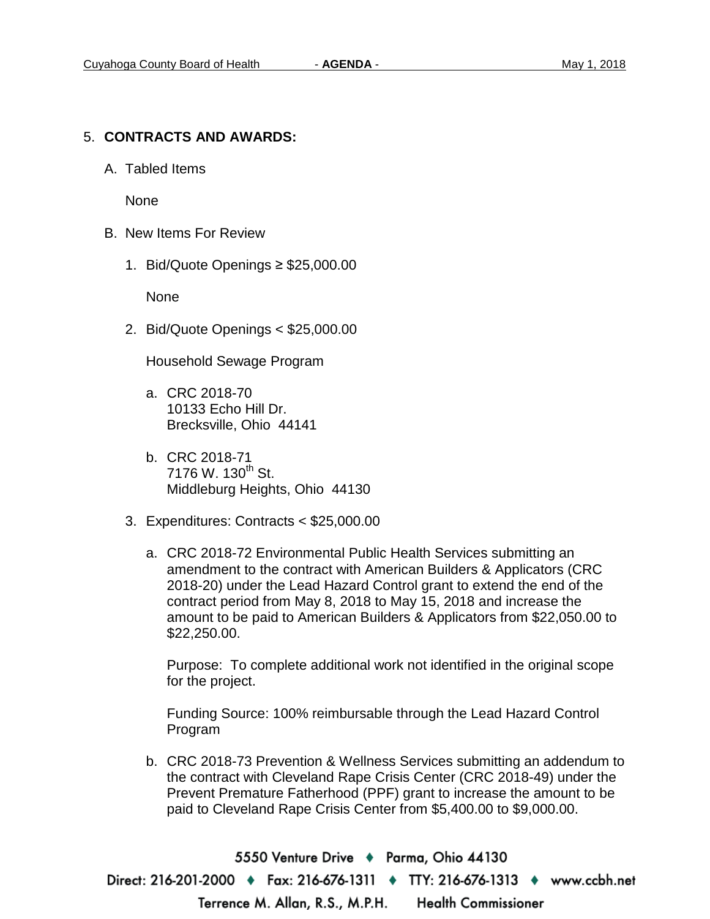5. **CONTRACTS AND AWARDS:**

   A. Tabled Items

      None

   B. New Items For Review

      1. Bid/Quote Openings ≥ $25,000.00

         None

      2. Bid/Quote Openings < $25,000.00

         Household Sewage Program

         a. CRC 2018-70
            10133 Echo Hill Dr.
            Brecksville, Ohio 44141

         b. CRC 2018-71
            7176 W. 130th St.
            Middleburg Heights, Ohio 44130

      3. Expenditures: Contracts < $25,000.00

         a. CRC 2018-72 Environmental Public Health Services submitting an amendment to the contract with American Builders & Applicators (CRC 2018-20) under the Lead Hazard Control grant to extend the end of the contract period from May 8, 2018 to May 15, 2018 and increase the amount to be paid to American Builders & Applicators from $22,050.00 to $22,250.00.

            Purpose: To complete additional work not identified in the original scope for the project.

            Funding Source: 100% reimbursable through the Lead Hazard Control Program

         b. CRC 2018-73 Prevention & Wellness Services submitting an addendum to the contract with Cleveland Rape Crisis Center (CRC 2018-49) under the Prevent Premature Fatherhood (PPF) grant to increase the amount to be paid to Cleveland Rape Crisis Center from $5,400.00 to $9,000.00.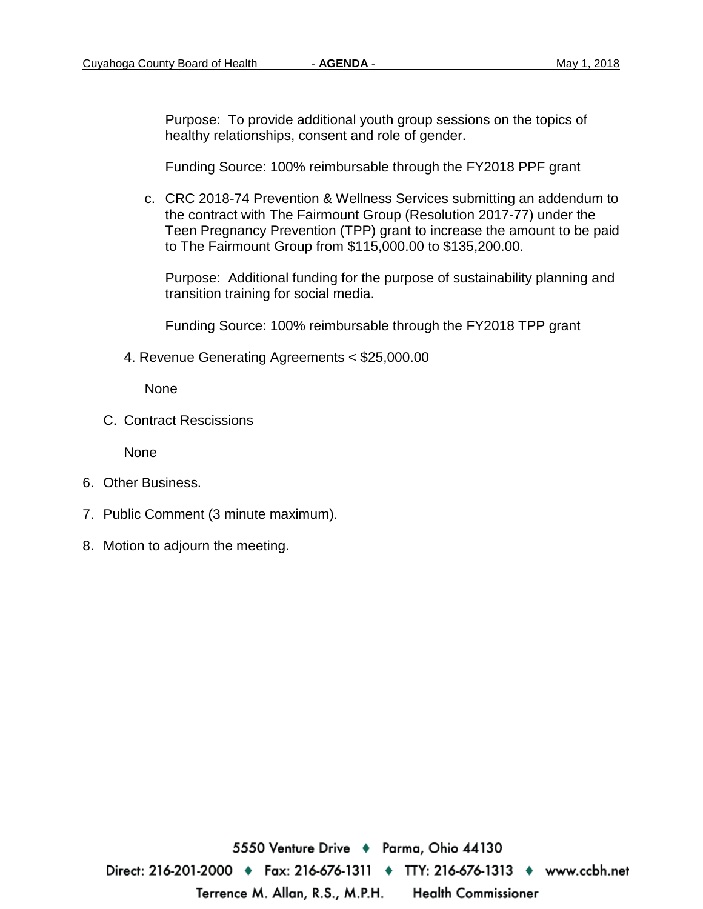Purpose: To provide additional youth group sessions on the topics of healthy relationships, consent and role of gender.

Funding Source: 100% reimbursable through the FY2018 PPF grant

c. CRC 2018-74 Prevention & Wellness Services submitting an addendum to the contract with The Fairmount Group (Resolution 2017-77) under the Teen Pregnancy Prevention (TPP) grant to increase the amount to be paid to The Fairmount Group from $115,000.00 to $135,200.00.

Purpose: Additional funding for the purpose of sustainability planning and transition training for social media.

Funding Source: 100% reimbursable through the FY2018 TPP grant

4. Revenue Generating Agreements < $25,000.00

None

C. Contract Rescissions

None

6. Other Business.
7. Public Comment (3 minute maximum).
8. Motion to adjourn the meeting.